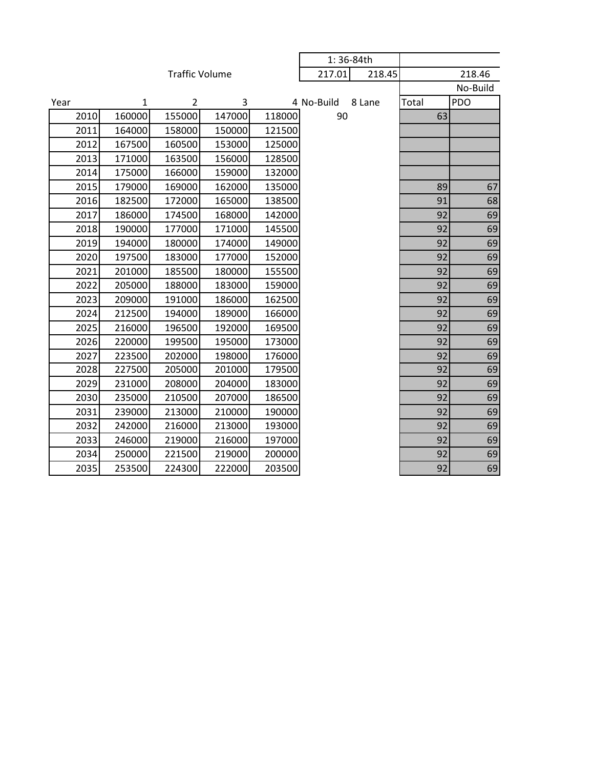| | | Traffic Volume | | | 1: 36-84th | | | |
|---|---|---|---|---|---|---|---|---|
| | | | | | 217.01 | 218.45 | | 218.46 |
| | | | | | | | | No-Build |
| Year | 1 | 2 | 3 | 4 | No-Build | 8 Lane | Total | PDO |
| 2010 | 160000 | 155000 | 147000 | 118000 | 90 | | 63 | |
| 2011 | 164000 | 158000 | 150000 | 121500 | | | | |
| 2012 | 167500 | 160500 | 153000 | 125000 | | | | |
| 2013 | 171000 | 163500 | 156000 | 128500 | | | | |
| 2014 | 175000 | 166000 | 159000 | 132000 | | | | |
| 2015 | 179000 | 169000 | 162000 | 135000 | | | 89 | 67 |
| 2016 | 182500 | 172000 | 165000 | 138500 | | | 91 | 68 |
| 2017 | 186000 | 174500 | 168000 | 142000 | | | 92 | 69 |
| 2018 | 190000 | 177000 | 171000 | 145500 | | | 92 | 69 |
| 2019 | 194000 | 180000 | 174000 | 149000 | | | 92 | 69 |
| 2020 | 197500 | 183000 | 177000 | 152000 | | | 92 | 69 |
| 2021 | 201000 | 185500 | 180000 | 155500 | | | 92 | 69 |
| 2022 | 205000 | 188000 | 183000 | 159000 | | | 92 | 69 |
| 2023 | 209000 | 191000 | 186000 | 162500 | | | 92 | 69 |
| 2024 | 212500 | 194000 | 189000 | 166000 | | | 92 | 69 |
| 2025 | 216000 | 196500 | 192000 | 169500 | | | 92 | 69 |
| 2026 | 220000 | 199500 | 195000 | 173000 | | | 92 | 69 |
| 2027 | 223500 | 202000 | 198000 | 176000 | | | 92 | 69 |
| 2028 | 227500 | 205000 | 201000 | 179500 | | | 92 | 69 |
| 2029 | 231000 | 208000 | 204000 | 183000 | | | 92 | 69 |
| 2030 | 235000 | 210500 | 207000 | 186500 | | | 92 | 69 |
| 2031 | 239000 | 213000 | 210000 | 190000 | | | 92 | 69 |
| 2032 | 242000 | 216000 | 213000 | 193000 | | | 92 | 69 |
| 2033 | 246000 | 219000 | 216000 | 197000 | | | 92 | 69 |
| 2034 | 250000 | 221500 | 219000 | 200000 | | | 92 | 69 |
| 2035 | 253500 | 224300 | 222000 | 203500 | | | 92 | 69 |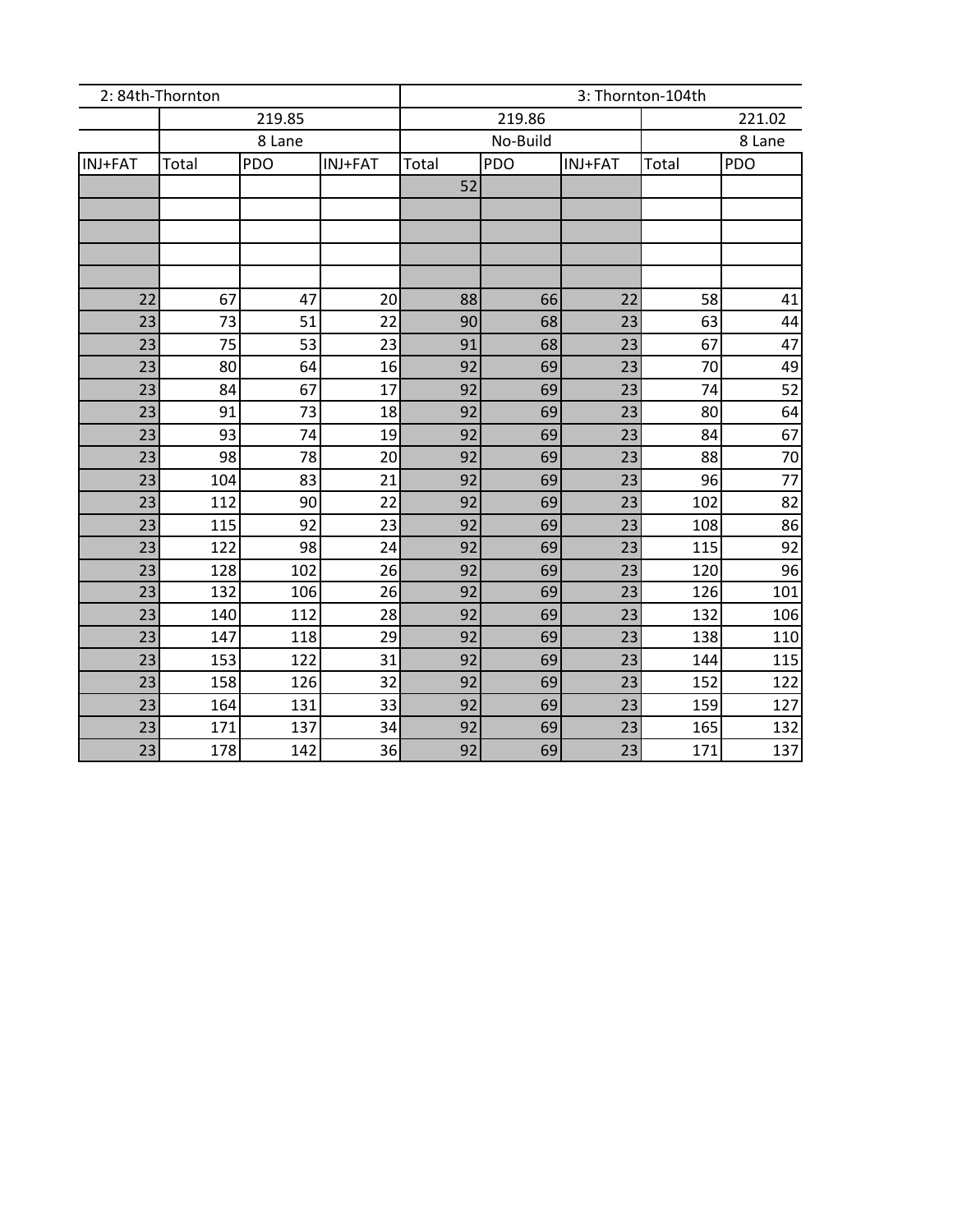| 2: 84th-Thornton | | | | 3: Thornton-104th | | | | |
|---|---|---|---|---|---|---|---|---|
| | 219.85 | | | 219.86 | | | 221.02 | |
| | 8 Lane | | | No-Build | | | 8 Lane | |
| INJ+FAT | Total | PDO | INJ+FAT | Total | PDO | INJ+FAT | Total | PDO |
| | | | | 52 | | | | |
| | | | | | | | | |
| | | | | | | | | |
| | | | | | | | | |
| | | | | | | | | |
| 22 | 67 | 47 | 20 | 88 | 66 | 22 | 58 | 41 |
| 23 | 73 | 51 | 22 | 90 | 68 | 23 | 63 | 44 |
| 23 | 75 | 53 | 23 | 91 | 68 | 23 | 67 | 47 |
| 23 | 80 | 64 | 16 | 92 | 69 | 23 | 70 | 49 |
| 23 | 84 | 67 | 17 | 92 | 69 | 23 | 74 | 52 |
| 23 | 91 | 73 | 18 | 92 | 69 | 23 | 80 | 64 |
| 23 | 93 | 74 | 19 | 92 | 69 | 23 | 84 | 67 |
| 23 | 98 | 78 | 20 | 92 | 69 | 23 | 88 | 70 |
| 23 | 104 | 83 | 21 | 92 | 69 | 23 | 96 | 77 |
| 23 | 112 | 90 | 22 | 92 | 69 | 23 | 102 | 82 |
| 23 | 115 | 92 | 23 | 92 | 69 | 23 | 108 | 86 |
| 23 | 122 | 98 | 24 | 92 | 69 | 23 | 115 | 92 |
| 23 | 128 | 102 | 26 | 92 | 69 | 23 | 120 | 96 |
| 23 | 132 | 106 | 26 | 92 | 69 | 23 | 126 | 101 |
| 23 | 140 | 112 | 28 | 92 | 69 | 23 | 132 | 106 |
| 23 | 147 | 118 | 29 | 92 | 69 | 23 | 138 | 110 |
| 23 | 153 | 122 | 31 | 92 | 69 | 23 | 144 | 115 |
| 23 | 158 | 126 | 32 | 92 | 69 | 23 | 152 | 122 |
| 23 | 164 | 131 | 33 | 92 | 69 | 23 | 159 | 127 |
| 23 | 171 | 137 | 34 | 92 | 69 | 23 | 165 | 132 |
| 23 | 178 | 142 | 36 | 92 | 69 | 23 | 171 | 137 |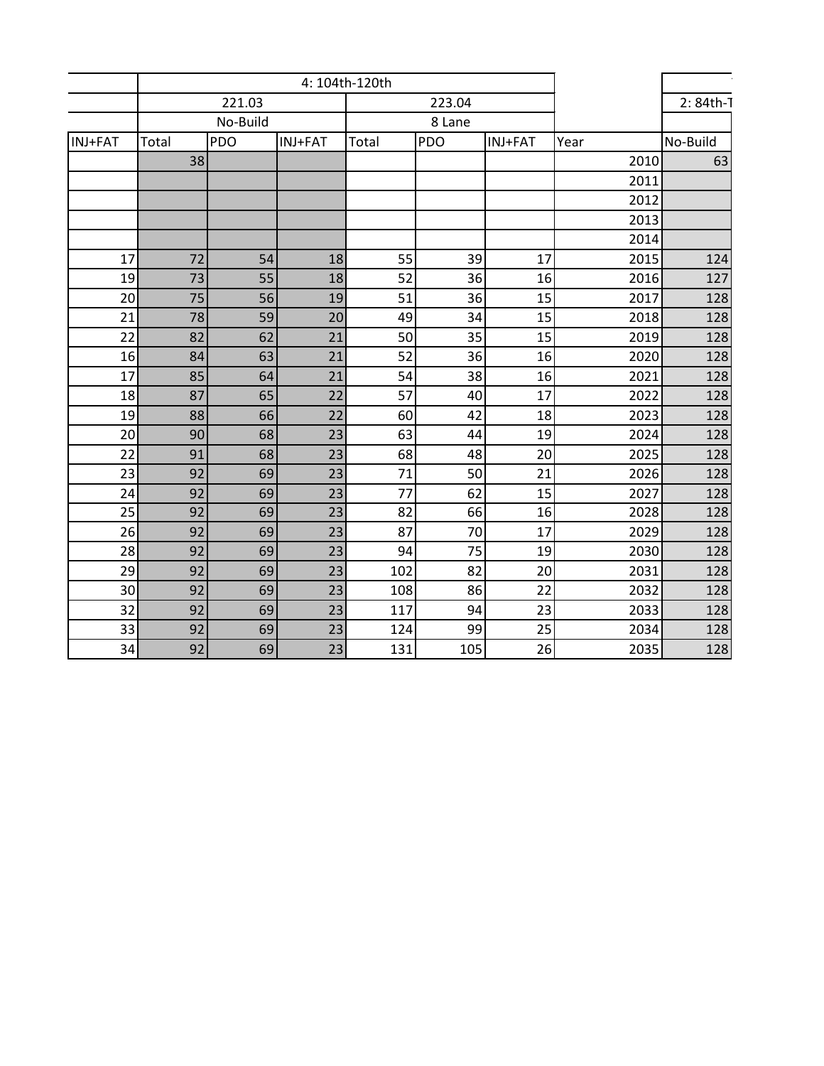| | 4: 104th-120th | | | | | | | |
|---|---|---|---|---|---|---|---|---|
| | 221.03 | | | 223.04 | | | | 2: 84th-T |
| | No-Build | | | 8 Lane | | | | |
| INJ+FAT | Total | PDO | INJ+FAT | Total | PDO | INJ+FAT | Year | No-Build |
| | 38 | | | | | | 2010 | 63 |
| | | | | | | | 2011 | |
| | | | | | | | 2012 | |
| | | | | | | | 2013 | |
| | | | | | | | 2014 | |
| 17 | 72 | 54 | 18 | 55 | 39 | 17 | 2015 | 124 |
| 19 | 73 | 55 | 18 | 52 | 36 | 16 | 2016 | 127 |
| 20 | 75 | 56 | 19 | 51 | 36 | 15 | 2017 | 128 |
| 21 | 78 | 59 | 20 | 49 | 34 | 15 | 2018 | 128 |
| 22 | 82 | 62 | 21 | 50 | 35 | 15 | 2019 | 128 |
| 16 | 84 | 63 | 21 | 52 | 36 | 16 | 2020 | 128 |
| 17 | 85 | 64 | 21 | 54 | 38 | 16 | 2021 | 128 |
| 18 | 87 | 65 | 22 | 57 | 40 | 17 | 2022 | 128 |
| 19 | 88 | 66 | 22 | 60 | 42 | 18 | 2023 | 128 |
| 20 | 90 | 68 | 23 | 63 | 44 | 19 | 2024 | 128 |
| 22 | 91 | 68 | 23 | 68 | 48 | 20 | 2025 | 128 |
| 23 | 92 | 69 | 23 | 71 | 50 | 21 | 2026 | 128 |
| 24 | 92 | 69 | 23 | 77 | 62 | 15 | 2027 | 128 |
| 25 | 92 | 69 | 23 | 82 | 66 | 16 | 2028 | 128 |
| 26 | 92 | 69 | 23 | 87 | 70 | 17 | 2029 | 128 |
| 28 | 92 | 69 | 23 | 94 | 75 | 19 | 2030 | 128 |
| 29 | 92 | 69 | 23 | 102 | 82 | 20 | 2031 | 128 |
| 30 | 92 | 69 | 23 | 108 | 86 | 22 | 2032 | 128 |
| 32 | 92 | 69 | 23 | 117 | 94 | 23 | 2033 | 128 |
| 33 | 92 | 69 | 23 | 124 | 99 | 25 | 2034 | 128 |
| 34 | 92 | 69 | 23 | 131 | 105 | 26 | 2035 | 128 |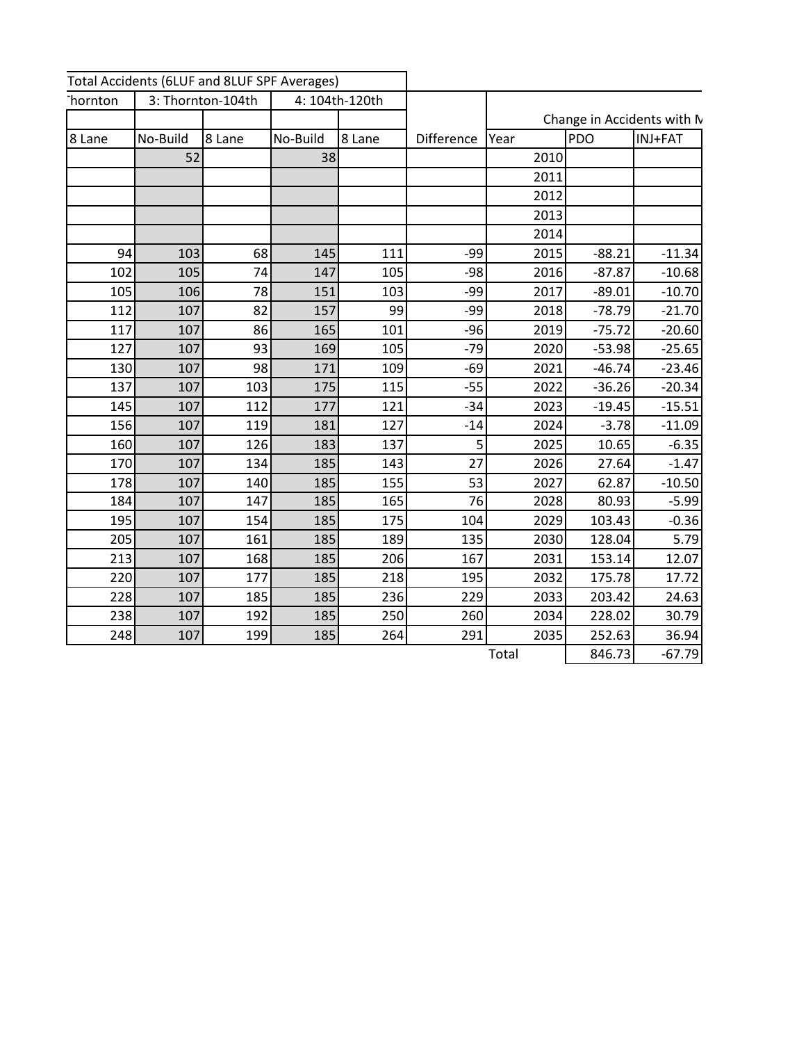| Total Accidents (6LUF and 8LUF SPF Averages) | | | | | | | | |
|---|---|---|---|---|---|---|---|---|
| 'hornton | 3: Thornton-104th | | 4: 104th-120th | | | | | |
| | | | | | | Change in Accidents with N | | |
| 8 Lane | No-Build | 8 Lane | No-Build | 8 Lane | Difference | Year | PDO | INJ+FAT |
| | 52 | | 38 | | | 2010 | | |
| | | | | | | 2011 | | |
| | | | | | | 2012 | | |
| | | | | | | 2013 | | |
| | | | | | | 2014 | | |
| 94 | 103 | 68 | 145 | 111 | -99 | 2015 | -88.21 | -11.34 |
| 102 | 105 | 74 | 147 | 105 | -98 | 2016 | -87.87 | -10.68 |
| 105 | 106 | 78 | 151 | 103 | -99 | 2017 | -89.01 | -10.70 |
| 112 | 107 | 82 | 157 | 99 | -99 | 2018 | -78.79 | -21.70 |
| 117 | 107 | 86 | 165 | 101 | -96 | 2019 | -75.72 | -20.60 |
| 127 | 107 | 93 | 169 | 105 | -79 | 2020 | -53.98 | -25.65 |
| 130 | 107 | 98 | 171 | 109 | -69 | 2021 | -46.74 | -23.46 |
| 137 | 107 | 103 | 175 | 115 | -55 | 2022 | -36.26 | -20.34 |
| 145 | 107 | 112 | 177 | 121 | -34 | 2023 | -19.45 | -15.51 |
| 156 | 107 | 119 | 181 | 127 | -14 | 2024 | -3.78 | -11.09 |
| 160 | 107 | 126 | 183 | 137 | 5 | 2025 | 10.65 | -6.35 |
| 170 | 107 | 134 | 185 | 143 | 27 | 2026 | 27.64 | -1.47 |
| 178 | 107 | 140 | 185 | 155 | 53 | 2027 | 62.87 | -10.50 |
| 184 | 107 | 147 | 185 | 165 | 76 | 2028 | 80.93 | -5.99 |
| 195 | 107 | 154 | 185 | 175 | 104 | 2029 | 103.43 | -0.36 |
| 205 | 107 | 161 | 185 | 189 | 135 | 2030 | 128.04 | 5.79 |
| 213 | 107 | 168 | 185 | 206 | 167 | 2031 | 153.14 | 12.07 |
| 220 | 107 | 177 | 185 | 218 | 195 | 2032 | 175.78 | 17.72 |
| 228 | 107 | 185 | 185 | 236 | 229 | 2033 | 203.42 | 24.63 |
| 238 | 107 | 192 | 185 | 250 | 260 | 2034 | 228.02 | 30.79 |
| 248 | 107 | 199 | 185 | 264 | 291 | 2035 | 252.63 | 36.94 |
| | | | | | | Total | 846.73 | -67.79 |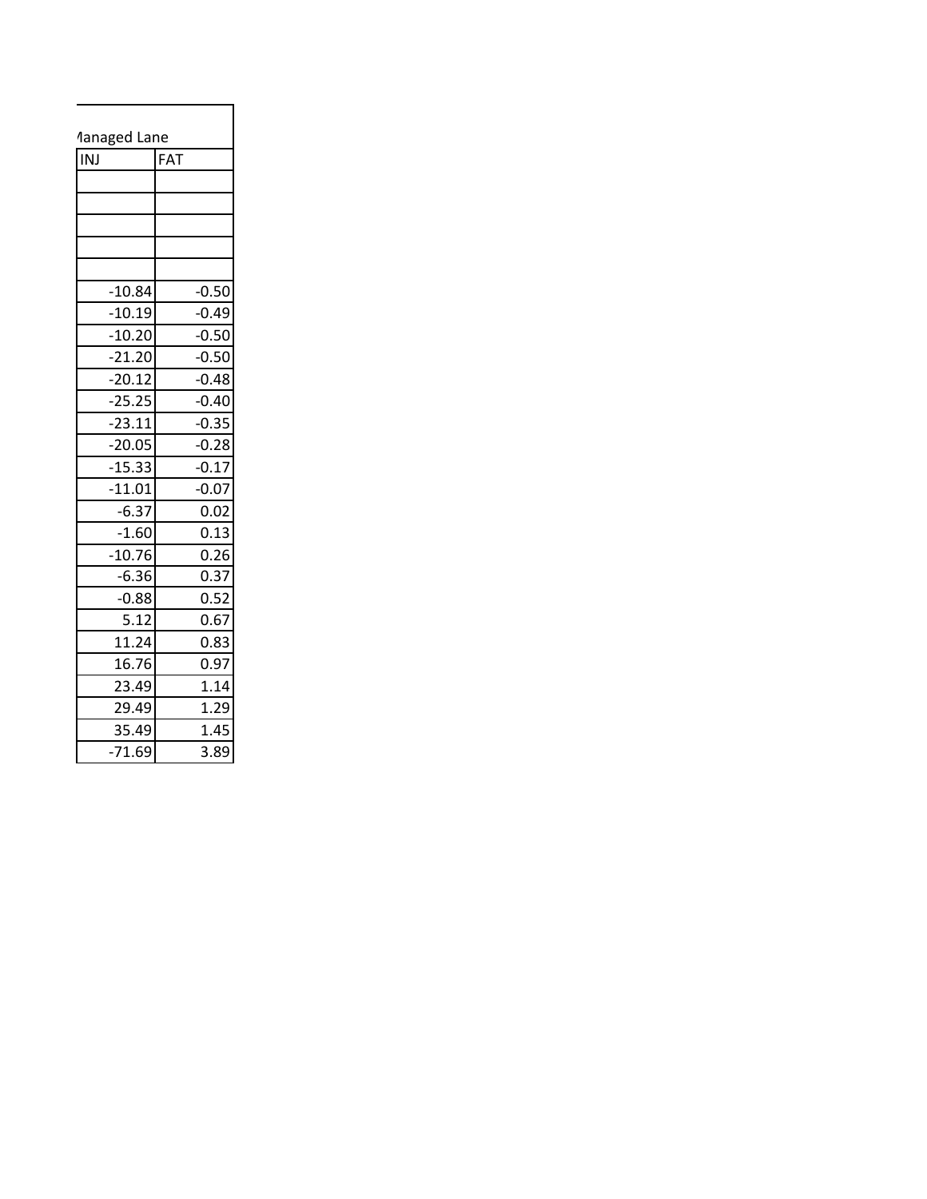| Managed Lane | |
| --- | --- |
| INJ | FAT |
| | |
| | |
| | |
| | |
| | |
| -10.84 | -0.50 |
| -10.19 | -0.49 |
| -10.20 | -0.50 |
| -21.20 | -0.50 |
| -20.12 | -0.48 |
| -25.25 | -0.40 |
| -23.11 | -0.35 |
| -20.05 | -0.28 |
| -15.33 | -0.17 |
| -11.01 | -0.07 |
| -6.37 | 0.02 |
| -1.60 | 0.13 |
| -10.76 | 0.26 |
| -6.36 | 0.37 |
| -0.88 | 0.52 |
| 5.12 | 0.67 |
| 11.24 | 0.83 |
| 16.76 | 0.97 |
| 23.49 | 1.14 |
| 29.49 | 1.29 |
| 35.49 | 1.45 |
| -71.69 | 3.89 |